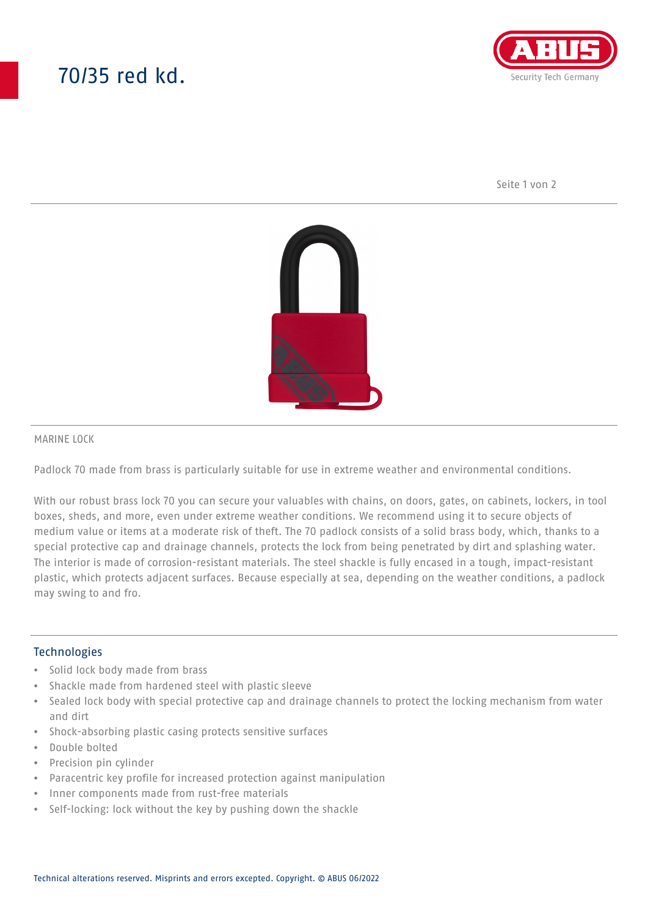# 70/35 red kd.

MARINE LOCK

Padlock 70 made from brass is particularly suitable for use in extreme weather and environmental conditions.

With our robust brass lock 70 you can secure your valuables with chains, on doors, gates, on cabinets, lockers, in tool boxes, sheds, and more, even under extreme weather conditions. We recommend using it to secure objects of medium value or items at a moderate risk of theft. The 70 padlock consists of a solid brass body, which, thanks to a special protective cap and drainage channels, protects the lock from being penetrated by dirt and splashing water. The interior is made of corrosion-resistant materials. The steel shackle is fully encased in a tough, impact-resistant plastic, which protects adjacent surfaces. Because especially at sea, depending on the weather conditions, a padlock may swing to and fro.

## Technologies

- Solid lock body made from brass
- Shackle made from hardened steel with plastic sleeve
- Sealed lock body with special protective cap and drainage channels to protect the locking mechanism from water and dirt
- Shock-absorbing plastic casing protects sensitive surfaces
- Double bolted
- Precision pin cylinder
- Paracentric key profile for increased protection against manipulation
- Inner components made from rust-free materials
- Self-locking: lock without the key by pushing down the shackle

Technical alterations reserved. Misprints and errors excepted. Copyright. © ABUS 06/2022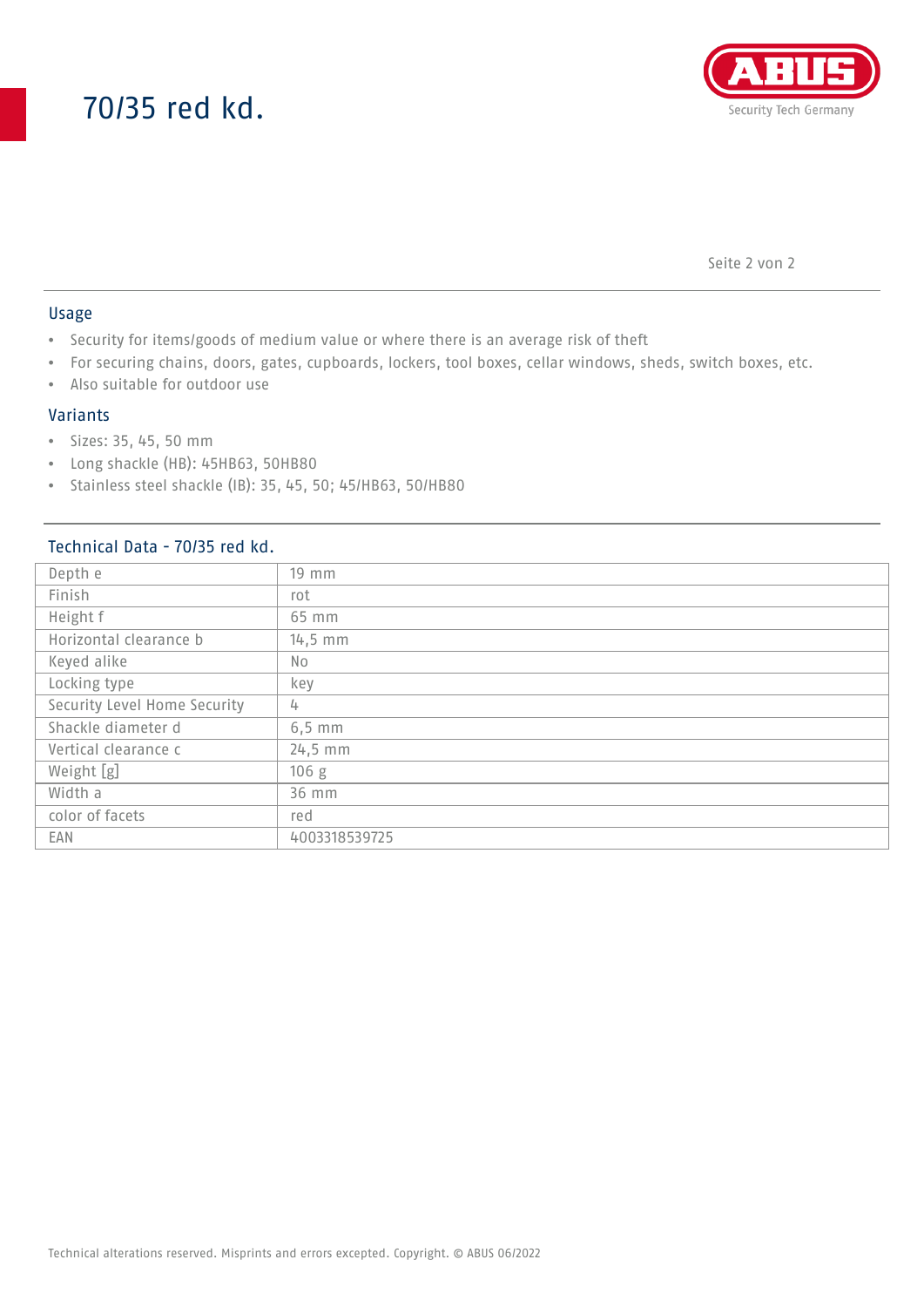# 70/35 red kd.

## Usage

- Security for items/goods of medium value or where there is an average risk of theft
- For securing chains, doors, gates, cupboards, lockers, tool boxes, cellar windows, sheds, switch boxes, etc.
- Also suitable for outdoor use

## Variants

- Sizes: 35, 45, 50 mm
- Long shackle (HB): 45HB63, 50HB80
- Stainless steel shackle (IB): 35, 45, 50; 45/HB63, 50/HB80

## Technical Data - 70/35 red kd.

| | |
|---|---|
| Depth e | 19 mm |
| Finish | rot |
| Height f | 65 mm |
| Horizontal clearance b | 14,5 mm |
| Keyed alike | No |
| Locking type | key |
| Security Level Home Security | 4 |
| Shackle diameter d | 6,5 mm |
| Vertical clearance c | 24,5 mm |
| Weight [g] | 106 g |
| Width a | 36 mm |
| color of facets | red |
| EAN | 4003318539725 |

Technical alterations reserved. Misprints and errors excepted. Copyright. © ABUS 06/2022